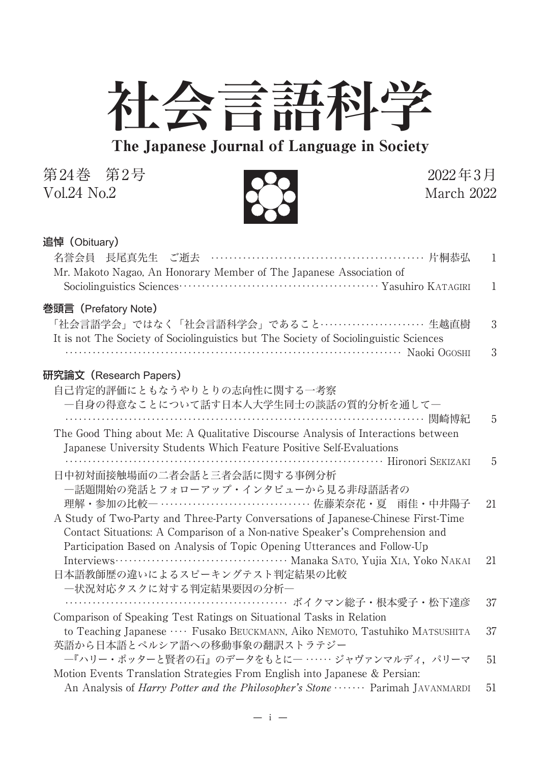# 社会言語科学

## The Japanese Journal of Language in Society

第24巻　第2号
Vol.24 No.2

2022年3月
March 2022

### 追悼（Obituary）

名誉会員　長尾真先生　ご逝去 …… 片桐恭弘　1

Mr. Makoto Nagao, An Honorary Member of The Japanese Association of Sociolinguistics Sciences …… Yasuhiro KATAGIRI　1

### 巻頭言（Prefatory Note）

「社会言語学会」ではなく「社会言語科学会」であること …… 生越直樹　3

It is not The Society of Sociolinguistics but The Society of Sociolinguistic Sciences …… Naoki OGOSHI　3

### 研究論文（Research Papers）

自己肯定的評価にともなうやりとりの志向性に関する一考察
―自身の得意なことについて話す日本人大学生同士の談話の質的分析を通して―
…… 関崎博紀　5

The Good Thing about Me: A Qualitative Discourse Analysis of Interactions between Japanese University Students Which Feature Positive Self-Evaluations
…… Hironori SEKIZAKI　5

日中初対面接触場面の二者会話と三者会話に関する事例分析
―話題開始の発話とフォローアップ・インタビューから見る非母語話者の理解・参加の比較― …… 佐藤茉奈花・夏　雨佳・中井陽子　21

A Study of Two-Party and Three-Party Conversations of Japanese-Chinese First-Time Contact Situations: A Comparison of a Non-native Speaker's Comprehension and Participation Based on Analysis of Topic Opening Utterances and Follow-Up Interviews …… Manaka SATO, Yujia XIA, Yoko NAKAI　21

日本語教師歴の違いによるスピーキングテスト判定結果の比較
―状況対応タスクに対する判定結果要因の分析―
…… ボイクマン総子・根本愛子・松下達彦　37

Comparison of Speaking Test Ratings on Situational Tasks in Relation to Teaching Japanese …… Fusako BEUCKMANN, Aiko NEMOTO, Tastuhiko MATSUSHITA　37

英語から日本語とペルシア語への移動事象の翻訳ストラテジー
―『ハリー・ポッターと賢者の石』のデータをもとに― …… ジャヴァンマルディ，パリーマ　51

Motion Events Translation Strategies From English into Japanese & Persian: An Analysis of *Harry Potter and the Philosopher's Stone* …… Parimah JAVANMARDI　51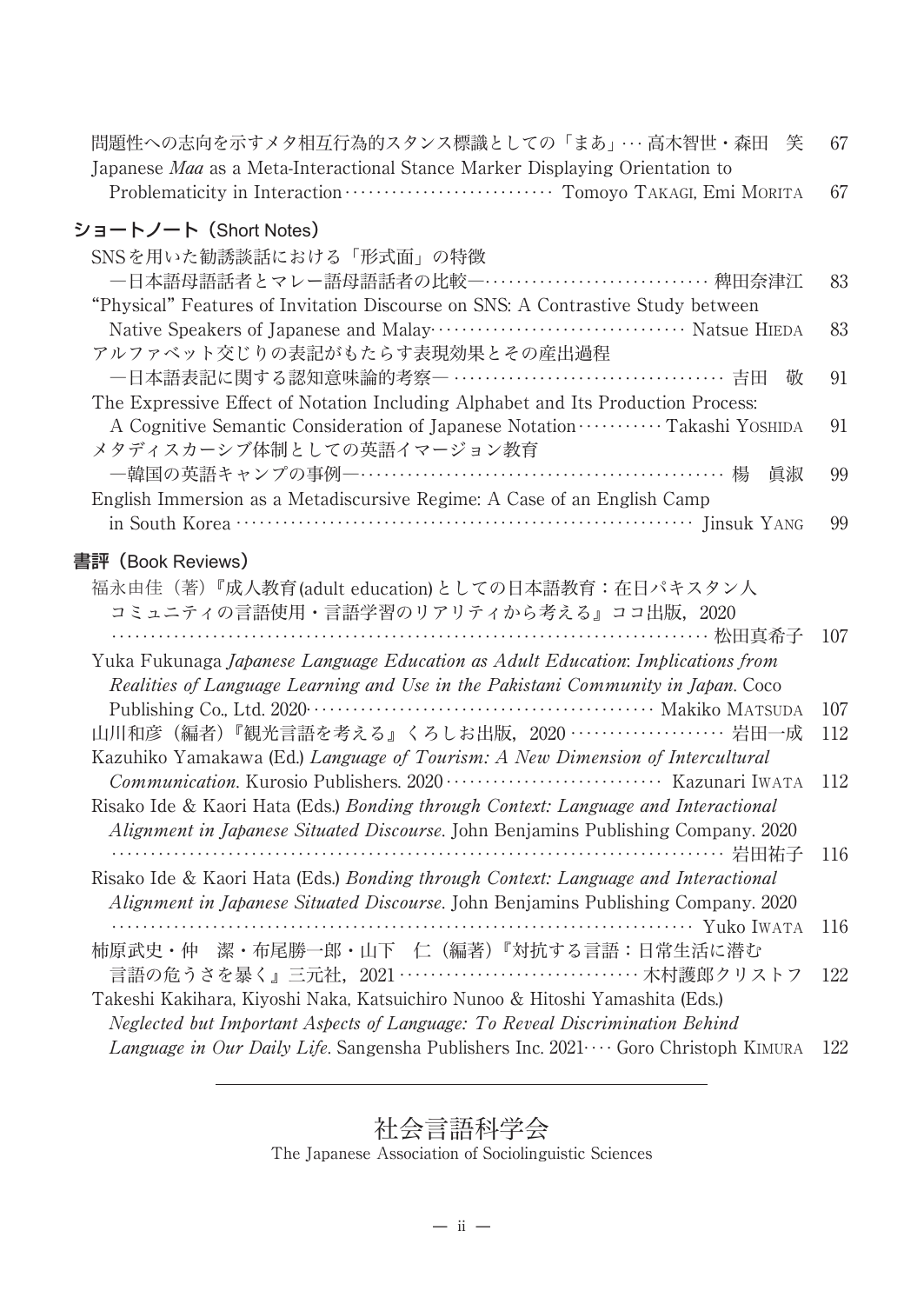問題性への志向を示すメタ相互行為的スタンス標識としての「まあ」…高木智世・森田　笑　67

Japanese *Maa* as a Meta-Interactional Stance Marker Displaying Orientation to Problematicity in Interaction……………………… Tomoyo TAKAGI, Emi MORITA　67

## ショートノート（Short Notes）

SNSを用いた勧誘談話における「形式面」の特徴
―日本語母語話者とマレー語母語話者の比較―………………………… 稗田奈津江　83

"Physical" Features of Invitation Discourse on SNS: A Contrastive Study between Native Speakers of Japanese and Malay……………………………… Natsue HIEDA　83

アルファベット交じりの表記がもたらす表現効果とその産出過程
―日本語表記に関する認知意味論的考察―……………………………… 吉田　敬　91

The Expressive Effect of Notation Including Alphabet and Its Production Process: A Cognitive Semantic Consideration of Japanese Notation………… Takashi YOSHIDA　91

メタディスカーシブ体制としての英語イマージョン教育
―韓国の英語キャンプの事例―………………………………………… 楊　眞淑　99

English Immersion as a Metadiscursive Regime: A Case of an English Camp in South Korea………………………………………………… Jinsuk YANG　99

## 書評（Book Reviews）

福永由佳（著）『成人教育(adult education)としての日本語教育：在日パキスタン人コミュニティの言語使用・言語学習のリアリティから考える』ココ出版，2020
……………………………………………………………………… 松田真希子　107

Yuka Fukunaga *Japanese Language Education as Adult Education: Implications from Realities of Language Learning and Use in the Pakistani Community in Japan*. Coco Publishing Co., Ltd. 2020……………………………………… Makiko MATSUDA　107

山川和彦（編著）『観光言語を考える』くろしお出版，2020………………… 岩田一成　112

Kazuhiko Yamakawa (Ed.) *Language of Tourism: A New Dimension of Intercultural Communication*. Kurosio Publishers. 2020……………………… Kazunari IWATA　112

Risako Ide & Kaori Hata (Eds.) *Bonding through Context: Language and Interactional Alignment in Japanese Situated Discourse*. John Benjamins Publishing Company. 2020
……………………………………………………………………… 岩田祐子　116

Risako Ide & Kaori Hata (Eds.) *Bonding through Context: Language and Interactional Alignment in Japanese Situated Discourse*. John Benjamins Publishing Company. 2020
……………………………………………………………………… Yuko IWATA　116

柿原武史・仲　潔・布尾勝一郎・山下　仁（編著）『対抗する言語：日常生活に潜む言語の危うさを暴く』三元社，2021………………………… 木村護郎クリストフ　122

Takeshi Kakihara, Kiyoshi Naka, Katsuichiro Nunoo & Hitoshi Yamashita (Eds.) *Neglected but Important Aspects of Language: To Reveal Discrimination Behind Language in Our Daily Life*. Sangensha Publishers Inc. 2021…· Goro Christoph KIMURA　122

---

社会言語科学会
The Japanese Association of Sociolinguistic Sciences